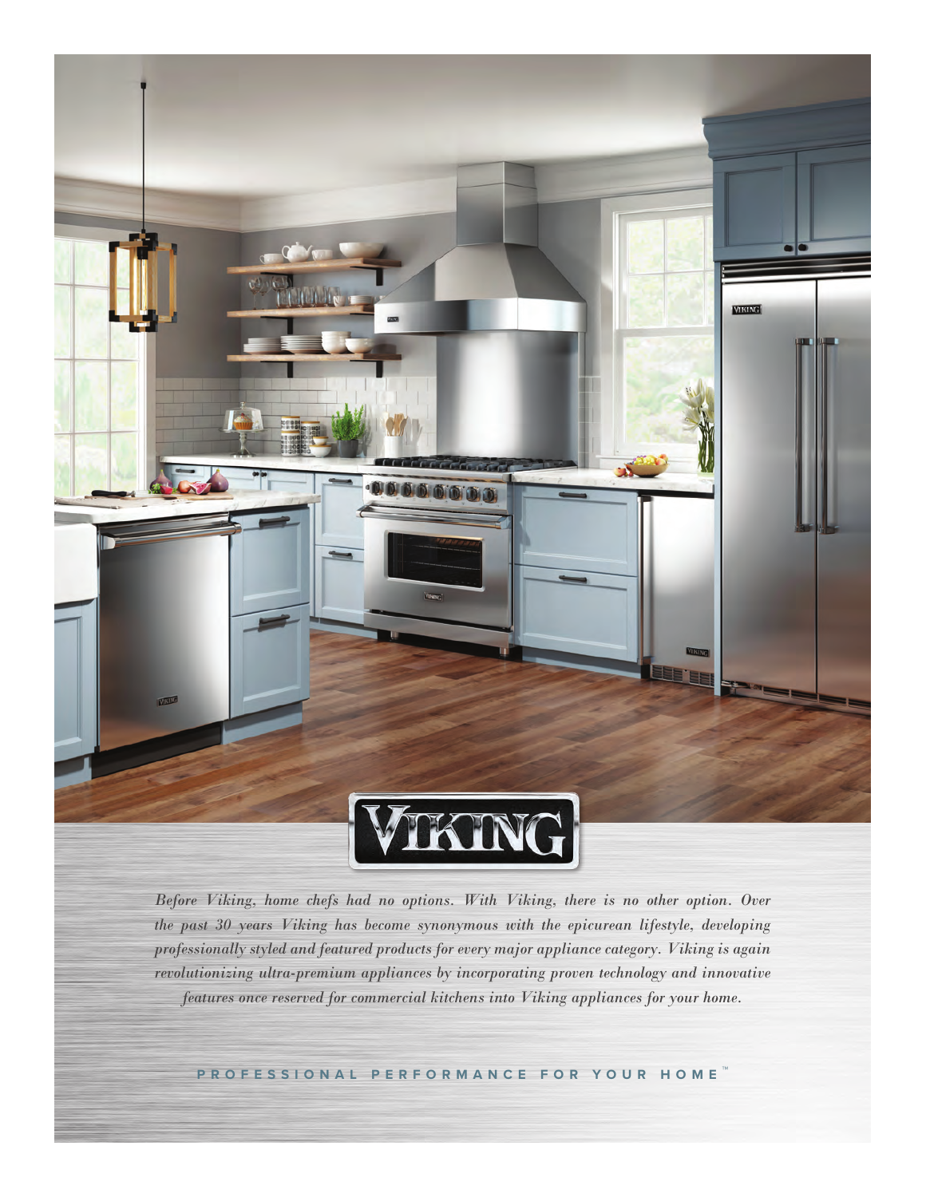# VIKING

*Before Viking, home chefs had no options. With Viking, there is no other option. Over the past 30 years Viking has become synonymous with the epicurean lifestyle, developing professionally styled and featured products for every major appliance category. Viking is again revolutionizing ultra-premium appliances by incorporating proven technology and innovative features once reserved for commercial kitchens into Viking appliances for your home.*

**PROFESSIONAL PERFORMANCE FOR YOUR HOME™**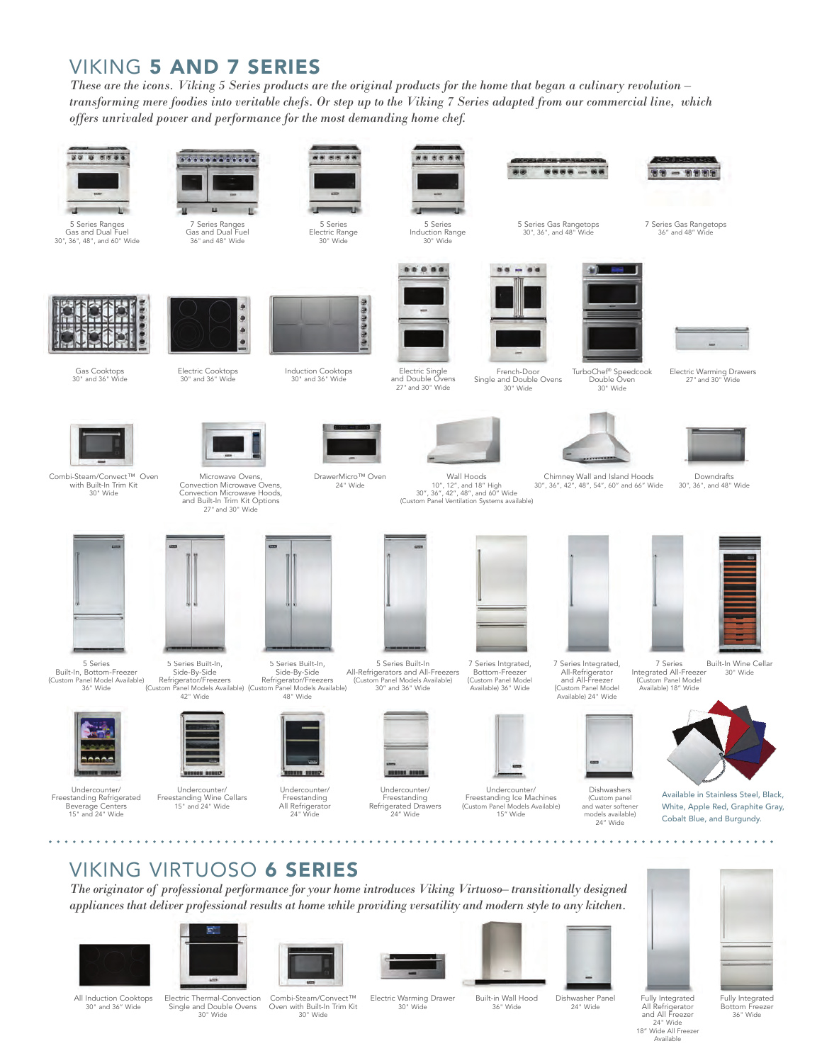# VIKING **5 AND 7 SERIES**

*These are the icons. Viking 5 Series products are the original products for the home that began a culinary revolution – transforming mere foodies into veritable chefs. Or step up to the Viking 7 Series adapted from our commercial line, which offers unrivaled power and performance for the most demanding home chef.*

5 Series Ranges
Gas and Dual Fuel
30", 36", 48", and 60" Wide

7 Series Ranges
Gas and Dual Fuel
36" and 48" Wide

5 Series
Electric Range
30" Wide

5 Series
Induction Range
30" Wide

5 Series Gas Rangetops
30", 36", and 48" Wide

7 Series Gas Rangetops
36" and 48" Wide

Gas Cooktops
30" and 36" Wide

Electric Cooktops
30" and 36" Wide

Induction Cooktops
30" and 36" Wide

Electric Single and Double Ovens
27" and 30" Wide

French-Door
Single and Double Ovens
30" Wide

TurboChef® Speedcook
Double Oven
30" Wide

Electric Warming Drawers
27" and 30" Wide

Combi-Steam/Convect™ Oven
with Built-In Trim Kit
30" Wide

Microwave Ovens,
Convection Microwave Ovens,
Convection Microwave Hoods,
and Built-In Trim Kit Options
27" and 30" Wide

DrawerMicro™ Oven
24" Wide

Wall Hoods
10", 12", and 18" High
30", 36", 42", 48", and 60" Wide
(Custom Panel Ventilation Systems available)

Chimney Wall and Island Hoods
30", 36", 42", 48", 54", 60" and 66" Wide

Downdrafts
30", 36", and 48" Wide

5 Series
Built-In, Bottom-Freezer
(Custom Panel Model Available)
36" Wide

5 Series Built-In,
Side-By-Side
Refrigerator/Freezers
(Custom Panel Models Available)
42" Wide

5 Series Built-In,
Side-By-Side
Refrigerator/Freezers
(Custom Panel Models Available)
48" Wide

5 Series Built-In
All-Refrigerators and All-Freezers
(Custom Panel Models Available)
30" and 36" Wide

7 Series Intgrated,
Bottom-Freezer
(Custom Panel Model
Available) 36" Wide

7 Series Integrated,
All-Refrigerator
and All-Freezer
(Custom Panel Model
Available) 24" Wide

7 Series
Integrated All-Freezer
(Custom Panel Model
Available) 18" Wide

Built-In Wine Cellar
30" Wide

Undercounter/
Freestanding Refrigerated
Beverage Centers
15" and 24" Wide

Undercounter/
Freestanding Wine Cellars
15" and 24" Wide

Undercounter/
Freestanding
All Refrigerator
24" Wide

Undercounter/
Freestanding
Refrigerated Drawers
24" Wide

Undercounter/
Freestanding Ice Machines
(Custom Panel Models Available)
15" Wide

Dishwashers
(Custom panel
and water softener
models available)
24" Wide

Available in Stainless Steel, Black, White, Apple Red, Graphite Gray, Cobalt Blue, and Burgundy.

# VIKING VIRTUOSO **6 SERIES**

*The originator of professional performance for your home introduces Viking Virtuoso– transitionally designed appliances that deliver professional results at home while providing versatility and modern style to any kitchen.*

All Induction Cooktops
30" and 36" Wide

Electric Thermal-Convection
Single and Double Ovens
30" Wide

Combi-Steam/Convect™
Oven with Built-In Trim Kit
30" Wide

Electric Warming Drawer
30" Wide

Built-in Wall Hood
36" Wide

Dishwasher Panel
24" Wide

Fully Integrated
All Refrigerator
and All Freezer
24" Wide
18" Wide All Freezer
Available

Fully Integrated
Bottom Freezer
36" Wide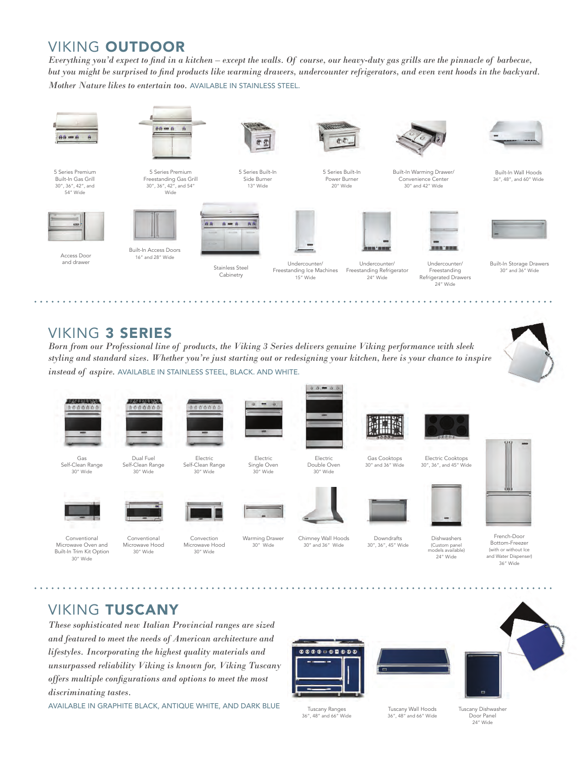## VIKING **OUTDOOR**

*Everything you'd expect to find in a kitchen – except the walls. Of course, our heavy-duty gas grills are the pinnacle of barbecue, but you might be surprised to find products like warming drawers, undercounter refrigerators, and even vent hoods in the backyard. Mother Nature likes to entertain too.* AVAILABLE IN STAINLESS STEEL.

5 Series Premium Built-In Gas Grill
30", 36", 42", and 54" Wide

5 Series Premium Freestanding Gas Grill
30", 36", 42", and 54" Wide

5 Series Built-In Side Burner
13" Wide

5 Series Built-In Power Burner
20" Wide

Built-In Warming Drawer/ Convenience Center
30" and 42" Wide

Built-In Wall Hoods
36", 48", and 60" Wide

Access Door and drawer

Built-In Access Doors
16" and 28" Wide

Stainless Steel Cabinetry

Undercounter/ Freestanding Ice Machines
15" Wide

Undercounter/ Freestanding Refrigerator
24" Wide

Undercounter/ Freestanding Refrigerated Drawers
24" Wide

Built-In Storage Drawers
30" and 36" Wide

## VIKING **3 SERIES**

*Born from our Professional line of products, the Viking 3 Series delivers genuine Viking performance with sleek styling and standard sizes. Whether you're just starting out or redesigning your kitchen, here is your chance to inspire instead of aspire.* AVAILABLE IN STAINLESS STEEL, BLACK. AND WHITE.

Gas Self-Clean Range
30" Wide

Dual Fuel Self-Clean Range
30" Wide

Electric Self-Clean Range
30" Wide

Electric Single Oven
30" Wide

Electric Double Oven
30" Wide

Gas Cooktops
30" and 36" Wide

Electric Cooktops
30", 36", and 45" Wide

Conventional Microwave Oven and Built-In Trim Kit Option
30" Wide

Conventional Microwave Hood
30" Wide

Convection Microwave Hood
30" Wide

Warming Drawer
30" Wide

Chimney Wall Hoods
30" and 36" Wide

Downdrafts
30", 36", 45" Wide

Dishwashers
(Custom panel models available)
24" Wide

French-Door Bottom-Freezer
(with or without Ice and Water Dispenser)
36" Wide

## VIKING **TUSCANY**

*These sophisticated new Italian Provincial ranges are sized and featured to meet the needs of American architecture and lifestyles. Incorporating the highest quality materials and unsurpassed reliability Viking is known for, Viking Tuscany offers multiple configurations and options to meet the most discriminating tastes.*

AVAILABLE IN GRAPHITE BLACK, ANTIQUE WHITE, AND DARK BLUE

Tuscany Ranges
36", 48" and 66" Wide

Tuscany Wall Hoods
36", 48" and 66" Wide

Tuscany Dishwasher Door Panel
24" Wide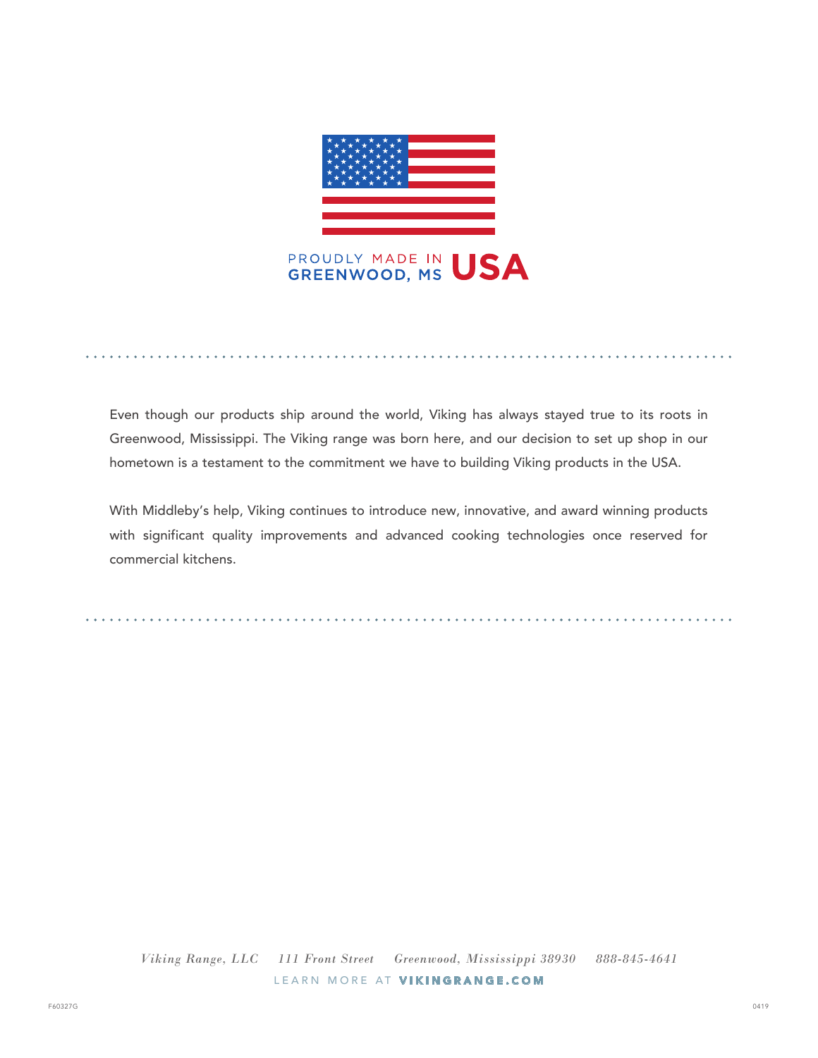PROUDLY MADE IN
GREENWOOD, MS **USA**

Even though our products ship around the world, Viking has always stayed true to its roots in Greenwood, Mississippi. The Viking range was born here, and our decision to set up shop in our hometown is a testament to the commitment we have to building Viking products in the USA.

With Middleby's help, Viking continues to introduce new, innovative, and award winning products with significant quality improvements and advanced cooking technologies once reserved for commercial kitchens.

*Viking Range, LLC   111 Front Street   Greenwood, Mississippi 38930   888-845-4641*

LEARN MORE AT **VIKINGRANGE.COM**

F60327G

0419